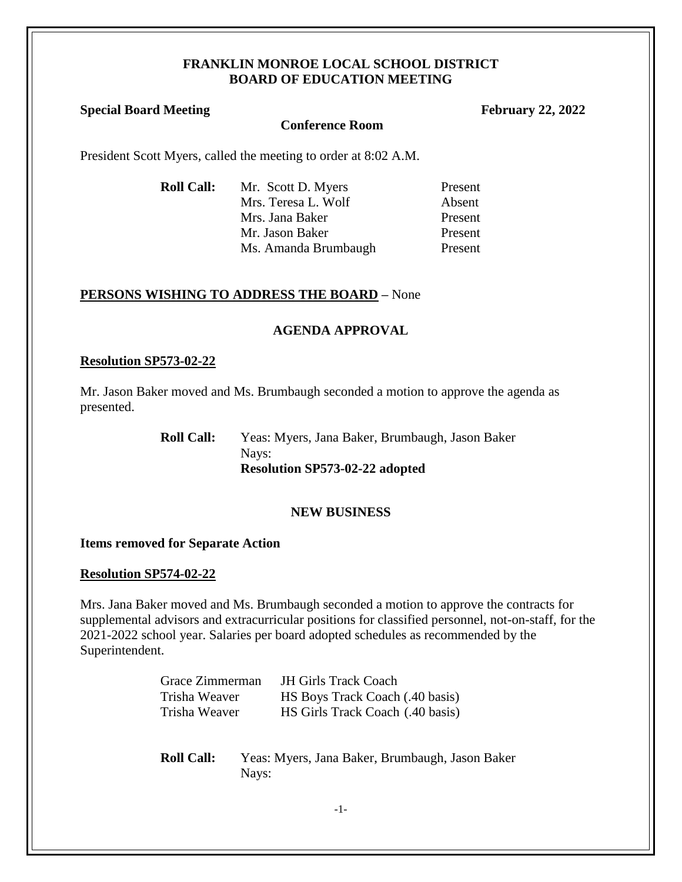# FRANKLIN MONROE LOCAL SCHOOL DISTRICT
## BOARD OF EDUCATION MEETING

**Special Board Meeting** **February 22, 2022**

**Conference Room**

President Scott Myers, called the meeting to order at 8:02 A.M.

| **Roll Call:** | Mr. Scott D. Myers | Present |
|---|---|---|
| | Mrs. Teresa L. Wolf | Absent |
| | Mrs. Jana Baker | Present |
| | Mr. Jason Baker | Present |
| | Ms. Amanda Brumbaugh | Present |

**PERSONS WISHING TO ADDRESS THE BOARD** – None

## AGENDA APPROVAL

**Resolution SP573-02-22**

Mr. Jason Baker moved and Ms. Brumbaugh seconded a motion to approve the agenda as presented.

**Roll Call:** Yeas: Myers, Jana Baker, Brumbaugh, Jason Baker
Nays:
**Resolution SP573-02-22 adopted**

## NEW BUSINESS

**Items removed for Separate Action**

**Resolution SP574-02-22**

Mrs. Jana Baker moved and Ms. Brumbaugh seconded a motion to approve the contracts for supplemental advisors and extracurricular positions for classified personnel, not-on-staff, for the 2021-2022 school year. Salaries per board adopted schedules as recommended by the Superintendent.

| | |
|---|---|
| Grace Zimmerman | JH Girls Track Coach |
| Trisha Weaver | HS Boys Track Coach (.40 basis) |
| Trisha Weaver | HS Girls Track Coach (.40 basis) |

**Roll Call:** Yeas: Myers, Jana Baker, Brumbaugh, Jason Baker
Nays: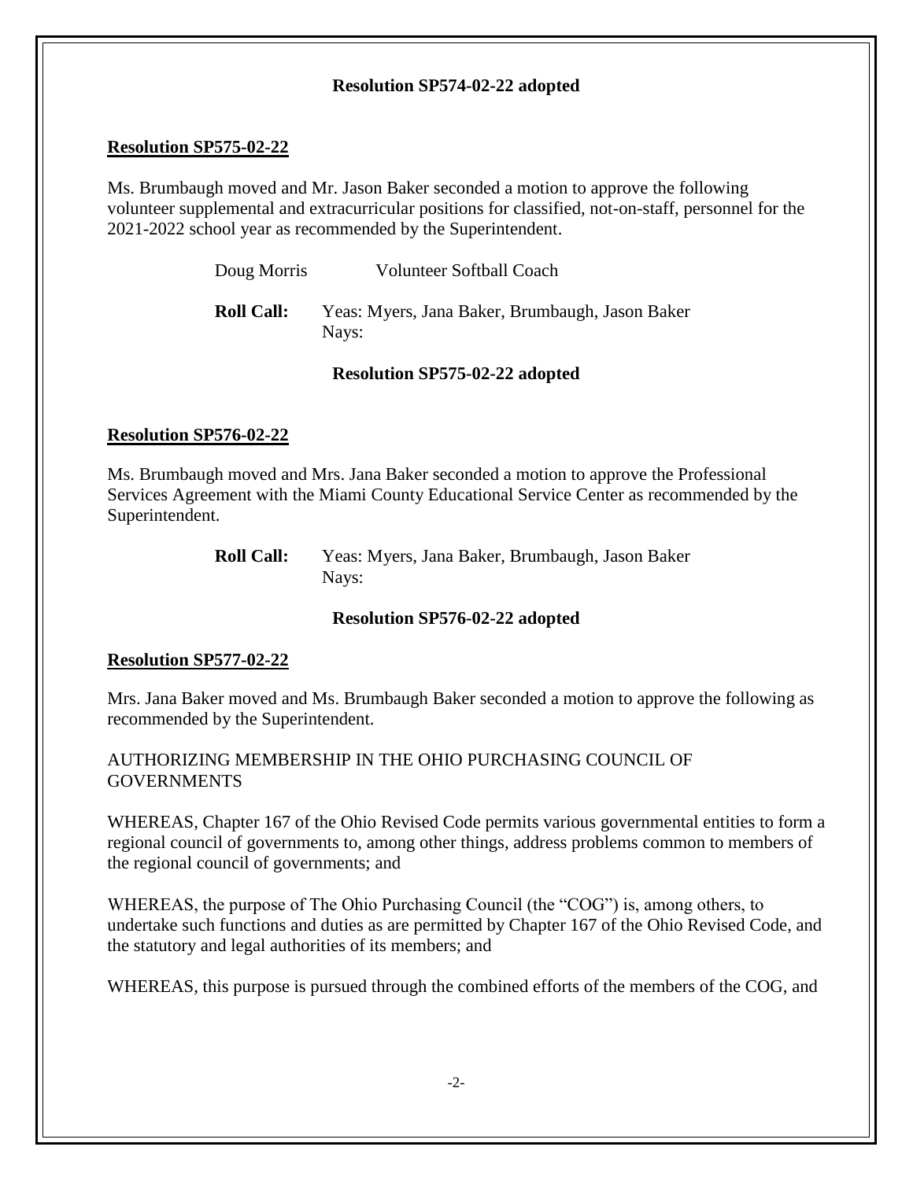**Resolution SP574-02-22 adopted**

**Resolution SP575-02-22**

Ms. Brumbaugh moved and Mr. Jason Baker seconded a motion to approve the following volunteer supplemental and extracurricular positions for classified, not-on-staff, personnel for the 2021-2022 school year as recommended by the Superintendent.

Doug Morris　　Volunteer Softball Coach

**Roll Call:** Yeas: Myers, Jana Baker, Brumbaugh, Jason Baker
Nays:

**Resolution SP575-02-22 adopted**

**Resolution SP576-02-22**

Ms. Brumbaugh moved and Mrs. Jana Baker seconded a motion to approve the Professional Services Agreement with the Miami County Educational Service Center as recommended by the Superintendent.

**Roll Call:** Yeas: Myers, Jana Baker, Brumbaugh, Jason Baker
Nays:

**Resolution SP576-02-22 adopted**

**Resolution SP577-02-22**

Mrs. Jana Baker moved and Ms. Brumbaugh Baker seconded a motion to approve the following as recommended by the Superintendent.

AUTHORIZING MEMBERSHIP IN THE OHIO PURCHASING COUNCIL OF GOVERNMENTS

WHEREAS, Chapter 167 of the Ohio Revised Code permits various governmental entities to form a regional council of governments to, among other things, address problems common to members of the regional council of governments; and

WHEREAS, the purpose of The Ohio Purchasing Council (the "COG") is, among others, to undertake such functions and duties as are permitted by Chapter 167 of the Ohio Revised Code, and the statutory and legal authorities of its members; and

WHEREAS, this purpose is pursued through the combined efforts of the members of the COG, and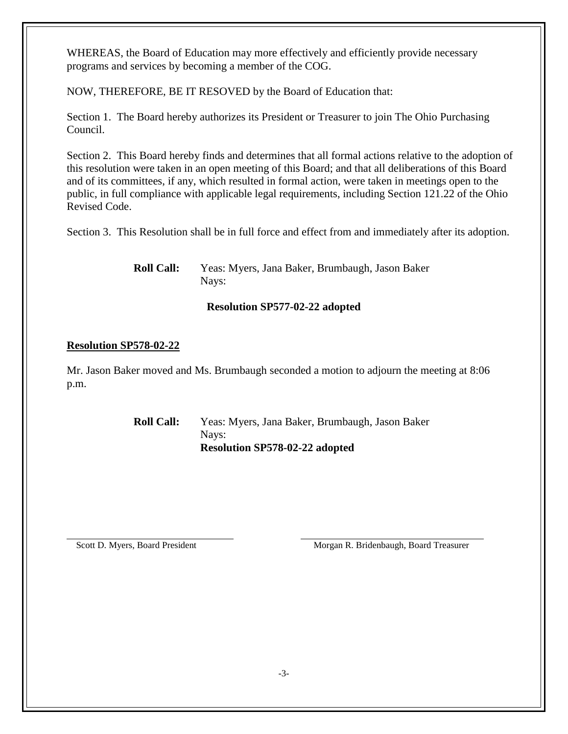WHEREAS, the Board of Education may more effectively and efficiently provide necessary programs and services by becoming a member of the COG.

NOW, THEREFORE, BE IT RESOVED by the Board of Education that:

Section 1. The Board hereby authorizes its President or Treasurer to join The Ohio Purchasing Council.

Section 2. This Board hereby finds and determines that all formal actions relative to the adoption of this resolution were taken in an open meeting of this Board; and that all deliberations of this Board and of its committees, if any, which resulted in formal action, were taken in meetings open to the public, in full compliance with applicable legal requirements, including Section 121.22 of the Ohio Revised Code.

Section 3. This Resolution shall be in full force and effect from and immediately after its adoption.

**Roll Call:** Yeas: Myers, Jana Baker, Brumbaugh, Jason Baker
Nays:

**Resolution SP577-02-22 adopted**

**<u>Resolution SP578-02-22</u>**

Mr. Jason Baker moved and Ms. Brumbaugh seconded a motion to adjourn the meeting at 8:06 p.m.

**Roll Call:** Yeas: Myers, Jana Baker, Brumbaugh, Jason Baker
Nays:
**Resolution SP578-02-22 adopted**

Scott D. Myers, Board President

Morgan R. Bridenbaugh, Board Treasurer